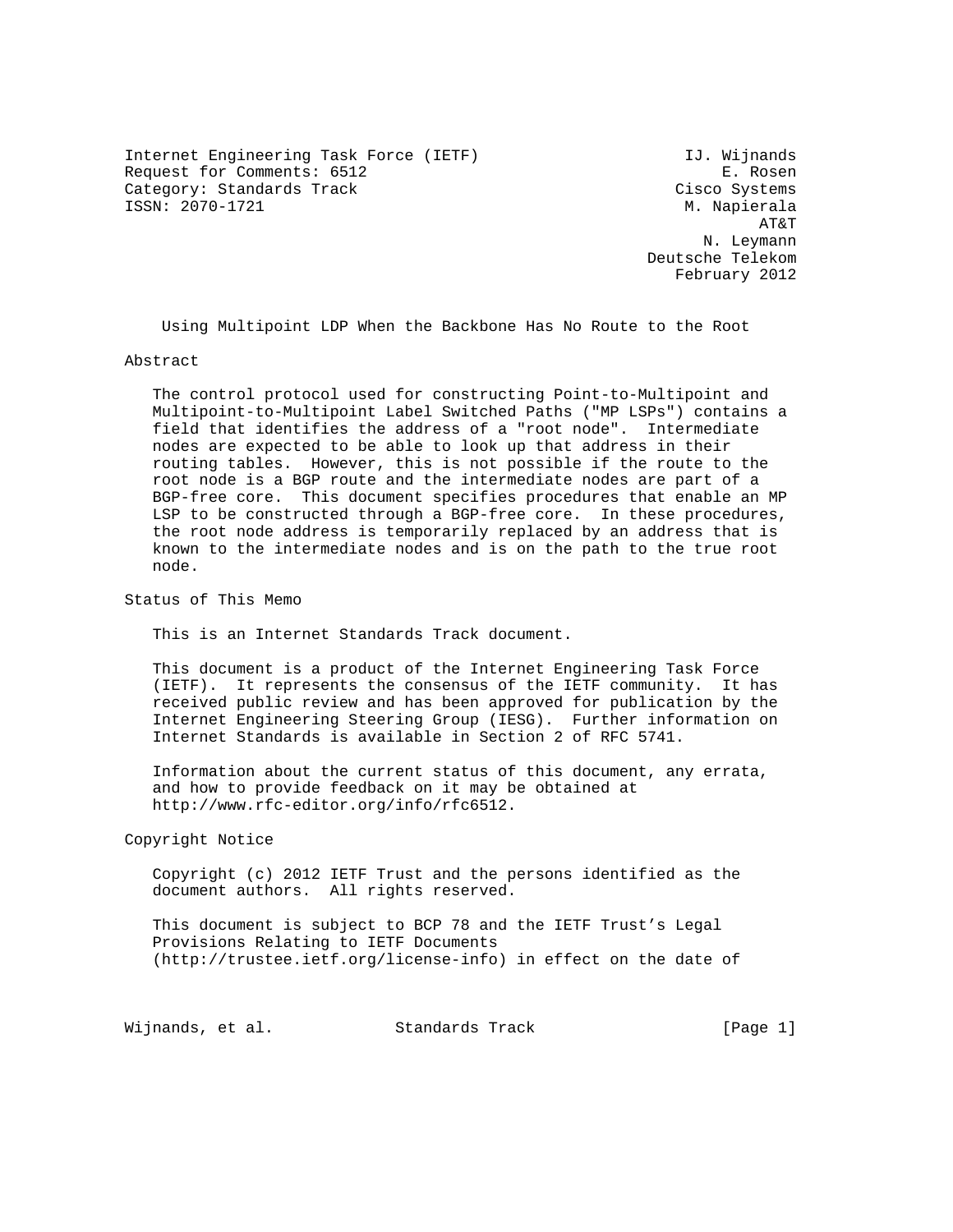Internet Engineering Task Force (IETF)                       IJ. Wijnands
Request for Comments: 6512                                       E. Rosen
Category: Standards Track                                   Cisco Systems
ISSN: 2070-1721                                              M. Napierala
                                                                     AT&T
                                                               N. Leymann
                                                         Deutsche Telekom
                                                            February 2012

# Using Multipoint LDP When the Backbone Has No Route to the Root

## Abstract

The control protocol used for constructing Point-to-Multipoint and Multipoint-to-Multipoint Label Switched Paths ("MP LSPs") contains a field that identifies the address of a "root node". Intermediate nodes are expected to be able to look up that address in their routing tables. However, this is not possible if the route to the root node is a BGP route and the intermediate nodes are part of a BGP-free core. This document specifies procedures that enable an MP LSP to be constructed through a BGP-free core. In these procedures, the root node address is temporarily replaced by an address that is known to the intermediate nodes and is on the path to the true root node.

## Status of This Memo

This is an Internet Standards Track document.

This document is a product of the Internet Engineering Task Force (IETF). It represents the consensus of the IETF community. It has received public review and has been approved for publication by the Internet Engineering Steering Group (IESG). Further information on Internet Standards is available in Section 2 of RFC 5741.

Information about the current status of this document, any errata, and how to provide feedback on it may be obtained at http://www.rfc-editor.org/info/rfc6512.

## Copyright Notice

Copyright (c) 2012 IETF Trust and the persons identified as the document authors. All rights reserved.

This document is subject to BCP 78 and the IETF Trust's Legal Provisions Relating to IETF Documents (http://trustee.ietf.org/license-info) in effect on the date of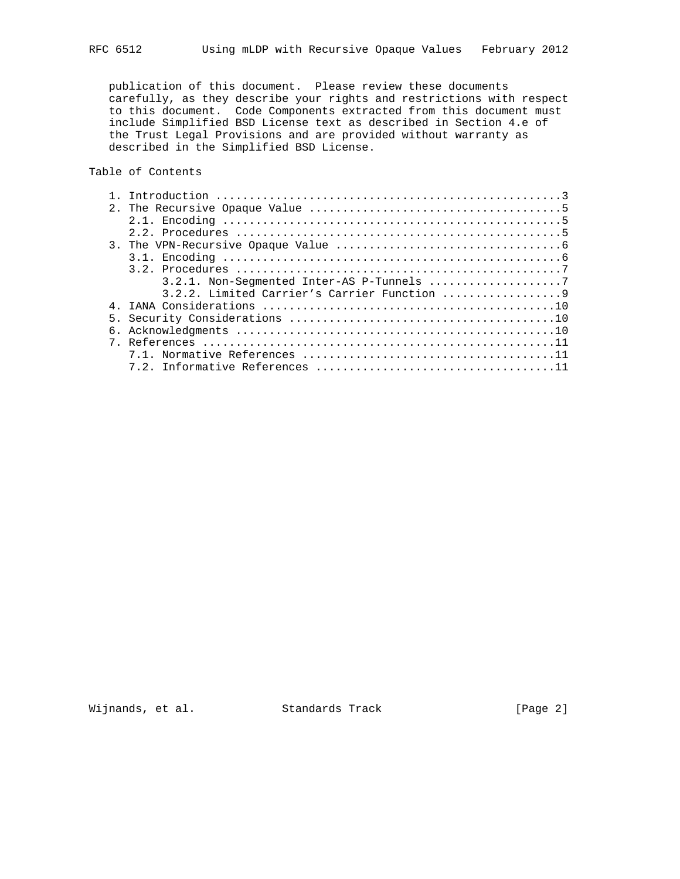publication of this document. Please review these documents carefully, as they describe your rights and restrictions with respect to this document. Code Components extracted from this document must include Simplified BSD License text as described in Section 4.e of the Trust Legal Provisions and are provided without warranty as described in the Simplified BSD License.

Table of Contents

```
   1. Introduction ....................................................3
   2. The Recursive Opaque Value ......................................5
      2.1. Encoding ...................................................5
      2.2. Procedures .................................................5
   3. The VPN-Recursive Opaque Value ..................................6
      3.1. Encoding ...................................................6
      3.2. Procedures .................................................7
           3.2.1. Non-Segmented Inter-AS P-Tunnels ....................7
           3.2.2. Limited Carrier's Carrier Function ..................9
   4. IANA Considerations ............................................10
   5. Security Considerations ........................................10
   6. Acknowledgments ................................................10
   7. References .....................................................11
      7.1. Normative References ......................................11
      7.2. Informative References ....................................11
```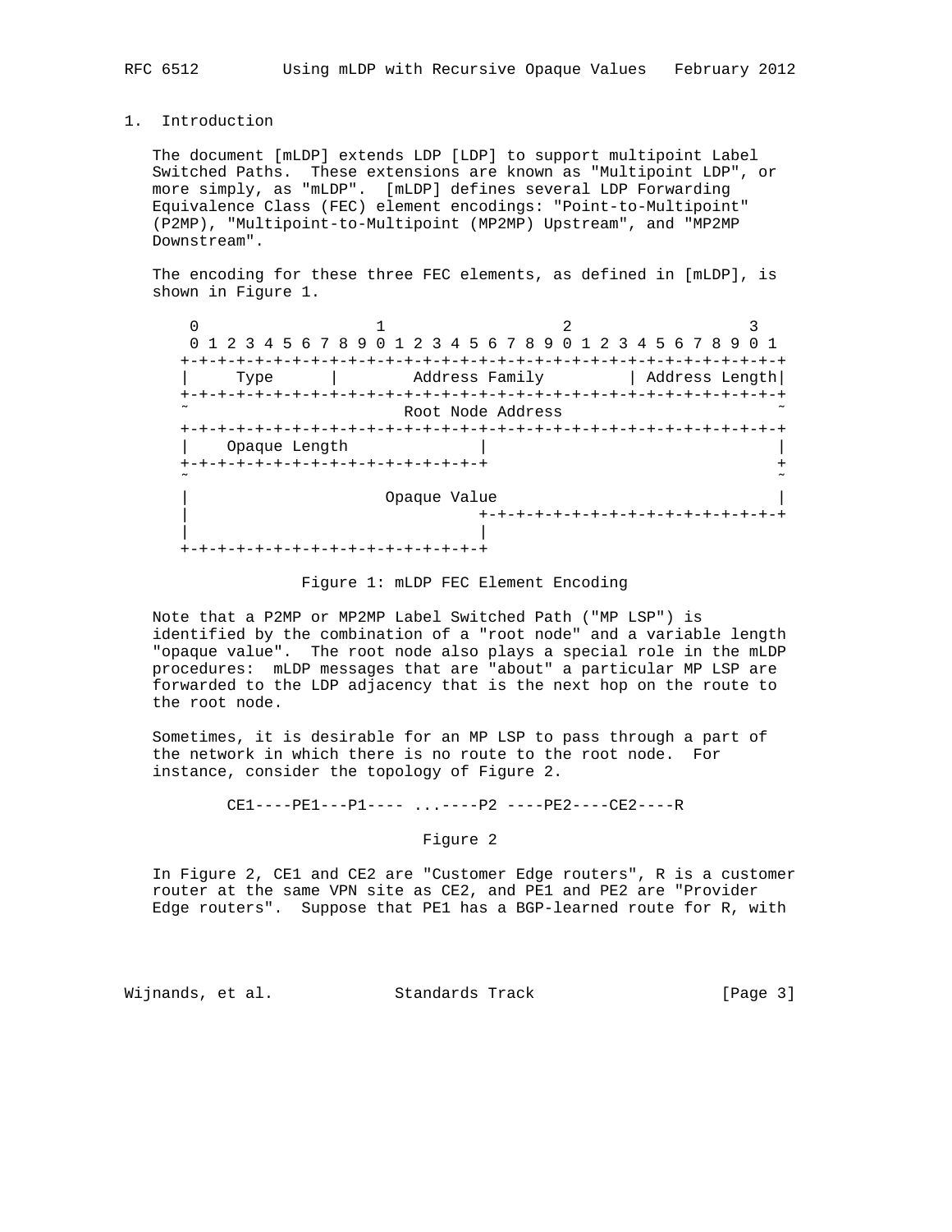## 1. Introduction

The document [mLDP] extends LDP [LDP] to support multipoint Label Switched Paths. These extensions are known as "Multipoint LDP", or more simply, as "mLDP". [mLDP] defines several LDP Forwarding Equivalence Class (FEC) element encodings: "Point-to-Multipoint" (P2MP), "Multipoint-to-Multipoint (MP2MP) Upstream", and "MP2MP Downstream".

The encoding for these three FEC elements, as defined in [mLDP], is shown in Figure 1.

```
 0                   1                   2                   3
 0 1 2 3 4 5 6 7 8 9 0 1 2 3 4 5 6 7 8 9 0 1 2 3 4 5 6 7 8 9 0 1
+-+-+-+-+-+-+-+-+-+-+-+-+-+-+-+-+-+-+-+-+-+-+-+-+-+-+-+-+-+-+-+-+
|     Type      |        Address Family         | Address Length|
+-+-+-+-+-+-+-+-+-+-+-+-+-+-+-+-+-+-+-+-+-+-+-+-+-+-+-+-+-+-+-+-+
~                       Root Node Address                       ~
+-+-+-+-+-+-+-+-+-+-+-+-+-+-+-+-+-+-+-+-+-+-+-+-+-+-+-+-+-+-+-+-+
|    Opaque Length              |                               |
+-+-+-+-+-+-+-+-+-+-+-+-+-+-+-+-+                               +
~                                                               ~
|                     Opaque Value                              |
|                               +-+-+-+-+-+-+-+-+-+-+-+-+-+-+-+-+
|                               |
+-+-+-+-+-+-+-+-+-+-+-+-+-+-+-+-+
```

Figure 1: mLDP FEC Element Encoding

Note that a P2MP or MP2MP Label Switched Path ("MP LSP") is identified by the combination of a "root node" and a variable length "opaque value". The root node also plays a special role in the mLDP procedures: mLDP messages that are "about" a particular MP LSP are forwarded to the LDP adjacency that is the next hop on the route to the root node.

Sometimes, it is desirable for an MP LSP to pass through a part of the network in which there is no route to the root node. For instance, consider the topology of Figure 2.

```
CE1----PE1---P1---- ...----P2 ----PE2----CE2----R
```

Figure 2

In Figure 2, CE1 and CE2 are "Customer Edge routers", R is a customer router at the same VPN site as CE2, and PE1 and PE2 are "Provider Edge routers". Suppose that PE1 has a BGP-learned route for R, with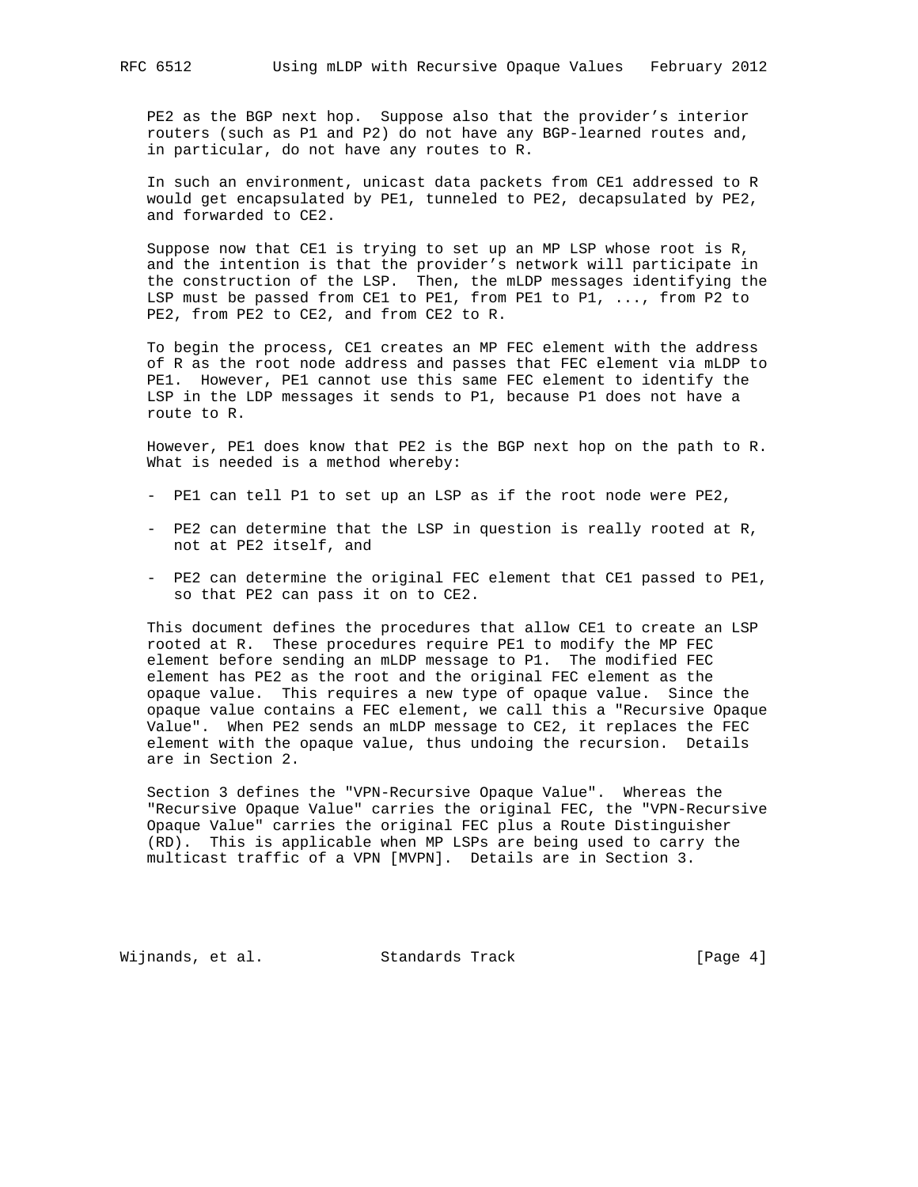PE2 as the BGP next hop. Suppose also that the provider's interior routers (such as P1 and P2) do not have any BGP-learned routes and, in particular, do not have any routes to R.

In such an environment, unicast data packets from CE1 addressed to R would get encapsulated by PE1, tunneled to PE2, decapsulated by PE2, and forwarded to CE2.

Suppose now that CE1 is trying to set up an MP LSP whose root is R, and the intention is that the provider's network will participate in the construction of the LSP. Then, the mLDP messages identifying the LSP must be passed from CE1 to PE1, from PE1 to P1, ..., from P2 to PE2, from PE2 to CE2, and from CE2 to R.

To begin the process, CE1 creates an MP FEC element with the address of R as the root node address and passes that FEC element via mLDP to PE1. However, PE1 cannot use this same FEC element to identify the LSP in the LDP messages it sends to P1, because P1 does not have a route to R.

However, PE1 does know that PE2 is the BGP next hop on the path to R. What is needed is a method whereby:

- PE1 can tell P1 to set up an LSP as if the root node were PE2,
- PE2 can determine that the LSP in question is really rooted at R, not at PE2 itself, and
- PE2 can determine the original FEC element that CE1 passed to PE1, so that PE2 can pass it on to CE2.

This document defines the procedures that allow CE1 to create an LSP rooted at R. These procedures require PE1 to modify the MP FEC element before sending an mLDP message to P1. The modified FEC element has PE2 as the root and the original FEC element as the opaque value. This requires a new type of opaque value. Since the opaque value contains a FEC element, we call this a "Recursive Opaque Value". When PE2 sends an mLDP message to CE2, it replaces the FEC element with the opaque value, thus undoing the recursion. Details are in Section 2.

Section 3 defines the "VPN-Recursive Opaque Value". Whereas the "Recursive Opaque Value" carries the original FEC, the "VPN-Recursive Opaque Value" carries the original FEC plus a Route Distinguisher (RD). This is applicable when MP LSPs are being used to carry the multicast traffic of a VPN [MVPN]. Details are in Section 3.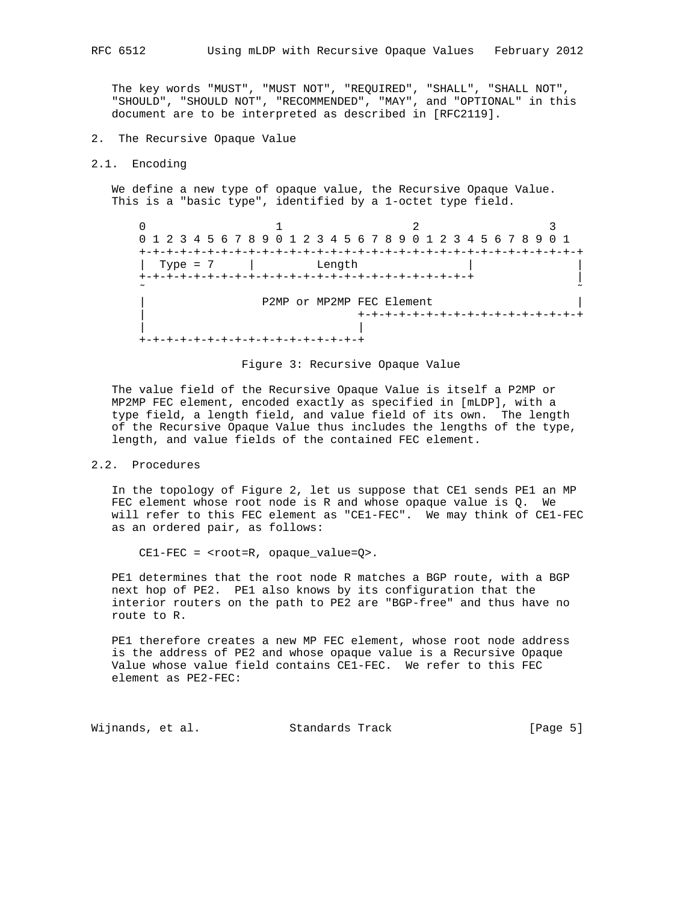The key words "MUST", "MUST NOT", "REQUIRED", "SHALL", "SHALL NOT", "SHOULD", "SHOULD NOT", "RECOMMENDED", "MAY", and "OPTIONAL" in this document are to be interpreted as described in [RFC2119].

## 2. The Recursive Opaque Value

### 2.1. Encoding

We define a new type of opaque value, the Recursive Opaque Value. This is a "basic type", identified by a 1-octet type field.

```
 0                   1                   2                   3
 0 1 2 3 4 5 6 7 8 9 0 1 2 3 4 5 6 7 8 9 0 1 2 3 4 5 6 7 8 9 0 1
+-+-+-+-+-+-+-+-+-+-+-+-+-+-+-+-+-+-+-+-+-+-+-+-+-+-+-+-+-+-+-+-+
|  Type = 7     |         Length                |               |
+-+-+-+-+-+-+-+-+-+-+-+-+-+-+-+-+-+-+-+-+-+-+-+-+               |
~                                                               ~
|                P2MP or MP2MP FEC Element                      |
|                               +-+-+-+-+-+-+-+-+-+-+-+-+-+-+-+-+
|                               |
+-+-+-+-+-+-+-+-+-+-+-+-+-+-+-+-+
```

Figure 3: Recursive Opaque Value

The value field of the Recursive Opaque Value is itself a P2MP or MP2MP FEC element, encoded exactly as specified in [mLDP], with a type field, a length field, and value field of its own. The length of the Recursive Opaque Value thus includes the lengths of the type, length, and value fields of the contained FEC element.

### 2.2. Procedures

In the topology of Figure 2, let us suppose that CE1 sends PE1 an MP FEC element whose root node is R and whose opaque value is Q. We will refer to this FEC element as "CE1-FEC". We may think of CE1-FEC as an ordered pair, as follows:

```
CE1-FEC = <root=R, opaque_value=Q>.
```

PE1 determines that the root node R matches a BGP route, with a BGP next hop of PE2. PE1 also knows by its configuration that the interior routers on the path to PE2 are "BGP-free" and thus have no route to R.

PE1 therefore creates a new MP FEC element, whose root node address is the address of PE2 and whose opaque value is a Recursive Opaque Value whose value field contains CE1-FEC. We refer to this FEC element as PE2-FEC: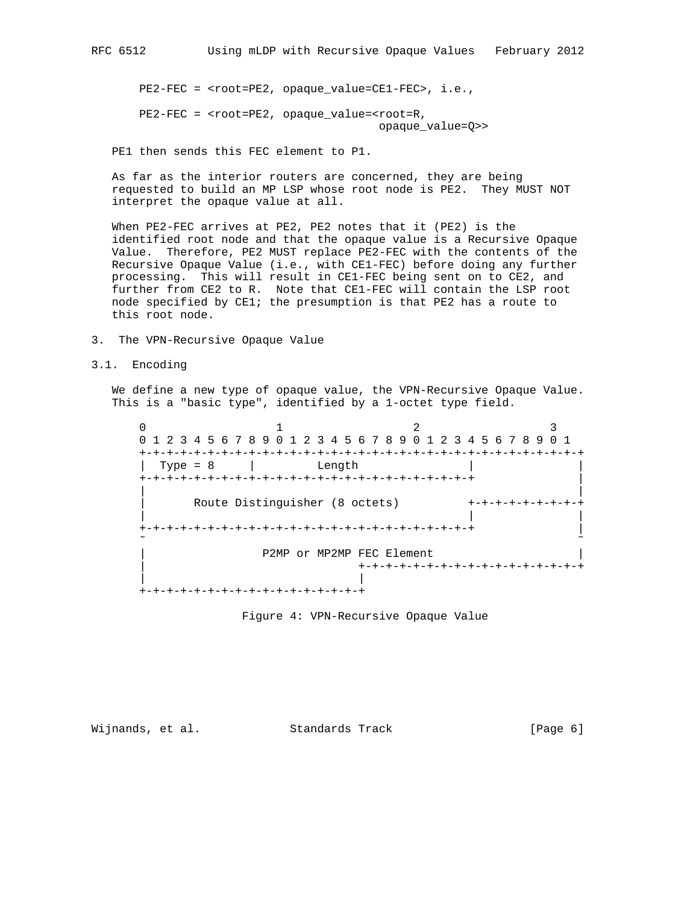```
PE2-FEC = <root=PE2, opaque_value=CE1-FEC>, i.e.,

PE2-FEC = <root=PE2, opaque_value=<root=R,
                                   opaque_value=Q>>
```

PE1 then sends this FEC element to P1.

As far as the interior routers are concerned, they are being requested to build an MP LSP whose root node is PE2. They MUST NOT interpret the opaque value at all.

When PE2-FEC arrives at PE2, PE2 notes that it (PE2) is the identified root node and that the opaque value is a Recursive Opaque Value. Therefore, PE2 MUST replace PE2-FEC with the contents of the Recursive Opaque Value (i.e., with CE1-FEC) before doing any further processing. This will result in CE1-FEC being sent on to CE2, and further from CE2 to R. Note that CE1-FEC will contain the LSP root node specified by CE1; the presumption is that PE2 has a route to this root node.

## 3. The VPN-Recursive Opaque Value

### 3.1. Encoding

We define a new type of opaque value, the VPN-Recursive Opaque Value. This is a "basic type", identified by a 1-octet type field.

```
 0                   1                   2                   3
 0 1 2 3 4 5 6 7 8 9 0 1 2 3 4 5 6 7 8 9 0 1 2 3 4 5 6 7 8 9 0 1
+-+-+-+-+-+-+-+-+-+-+-+-+-+-+-+-+-+-+-+-+-+-+-+-+-+-+-+-+-+-+-+-+
|  Type = 8     |         Length                |               |
+-+-+-+-+-+-+-+-+-+-+-+-+-+-+-+-+-+-+-+-+-+-+-+-+               |
|                                                               |
|       Route Distinguisher (8 octets)          +-+-+-+-+-+-+-+-+
|                                               |               |
+-+-+-+-+-+-+-+-+-+-+-+-+-+-+-+-+-+-+-+-+-+-+-+-+               |
~                                                               ~
|                 P2MP or MP2MP FEC Element                     |
|                               +-+-+-+-+-+-+-+-+-+-+-+-+-+-+-+-+
|                               |
+-+-+-+-+-+-+-+-+-+-+-+-+-+-+-+-+
```

Figure 4: VPN-Recursive Opaque Value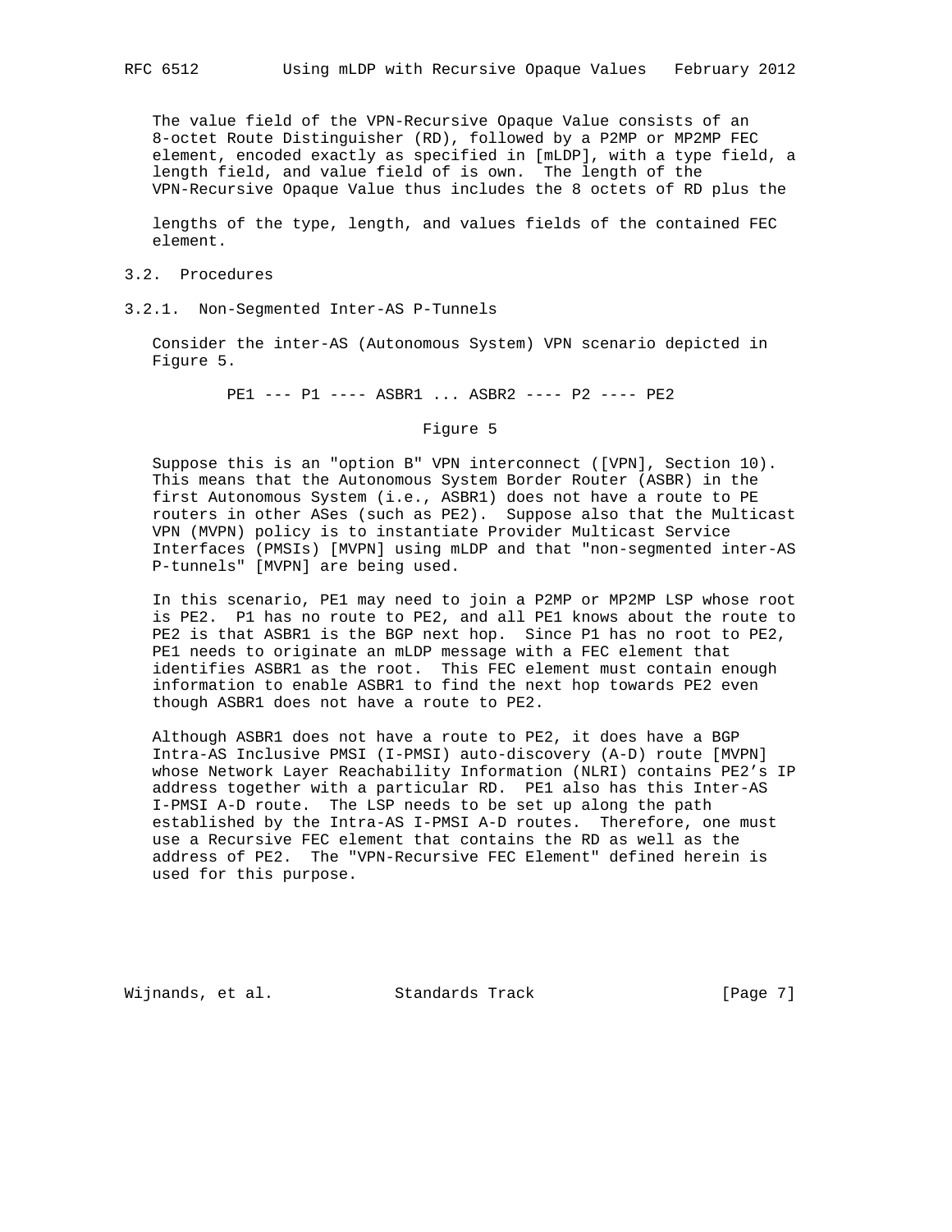The value field of the VPN-Recursive Opaque Value consists of an 8-octet Route Distinguisher (RD), followed by a P2MP or MP2MP FEC element, encoded exactly as specified in [mLDP], with a type field, a length field, and value field of is own. The length of the VPN-Recursive Opaque Value thus includes the 8 octets of RD plus the

lengths of the type, length, and values fields of the contained FEC element.

## 3.2. Procedures

### 3.2.1. Non-Segmented Inter-AS P-Tunnels

Consider the inter-AS (Autonomous System) VPN scenario depicted in Figure 5.

```
PE1 --- P1 ---- ASBR1 ... ASBR2 ---- P2 ---- PE2
```

Figure 5

Suppose this is an "option B" VPN interconnect ([VPN], Section 10). This means that the Autonomous System Border Router (ASBR) in the first Autonomous System (i.e., ASBR1) does not have a route to PE routers in other ASes (such as PE2). Suppose also that the Multicast VPN (MVPN) policy is to instantiate Provider Multicast Service Interfaces (PMSIs) [MVPN] using mLDP and that "non-segmented inter-AS P-tunnels" [MVPN] are being used.

In this scenario, PE1 may need to join a P2MP or MP2MP LSP whose root is PE2. P1 has no route to PE2, and all PE1 knows about the route to PE2 is that ASBR1 is the BGP next hop. Since P1 has no root to PE2, PE1 needs to originate an mLDP message with a FEC element that identifies ASBR1 as the root. This FEC element must contain enough information to enable ASBR1 to find the next hop towards PE2 even though ASBR1 does not have a route to PE2.

Although ASBR1 does not have a route to PE2, it does have a BGP Intra-AS Inclusive PMSI (I-PMSI) auto-discovery (A-D) route [MVPN] whose Network Layer Reachability Information (NLRI) contains PE2's IP address together with a particular RD. PE1 also has this Inter-AS I-PMSI A-D route. The LSP needs to be set up along the path established by the Intra-AS I-PMSI A-D routes. Therefore, one must use a Recursive FEC element that contains the RD as well as the address of PE2. The "VPN-Recursive FEC Element" defined herein is used for this purpose.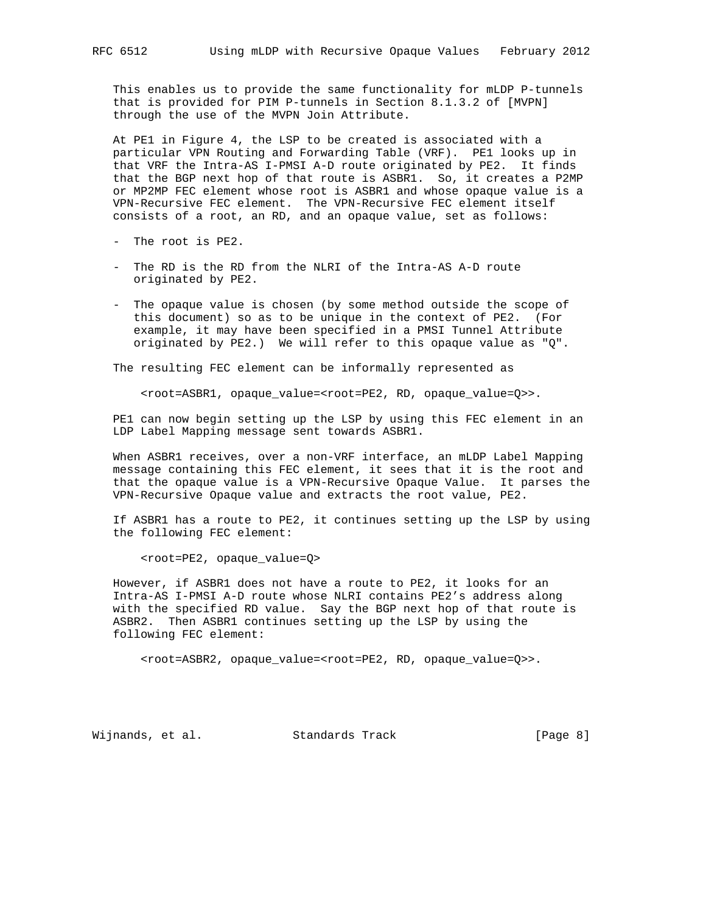This enables us to provide the same functionality for mLDP P-tunnels that is provided for PIM P-tunnels in Section 8.1.3.2 of [MVPN] through the use of the MVPN Join Attribute.

At PE1 in Figure 4, the LSP to be created is associated with a particular VPN Routing and Forwarding Table (VRF). PE1 looks up in that VRF the Intra-AS I-PMSI A-D route originated by PE2. It finds that the BGP next hop of that route is ASBR1. So, it creates a P2MP or MP2MP FEC element whose root is ASBR1 and whose opaque value is a VPN-Recursive FEC element. The VPN-Recursive FEC element itself consists of a root, an RD, and an opaque value, set as follows:

- The root is PE2.
- The RD is the RD from the NLRI of the Intra-AS A-D route originated by PE2.
- The opaque value is chosen (by some method outside the scope of this document) so as to be unique in the context of PE2. (For example, it may have been specified in a PMSI Tunnel Attribute originated by PE2.) We will refer to this opaque value as "Q".

The resulting FEC element can be informally represented as

```
<root=ASBR1, opaque_value=<root=PE2, RD, opaque_value=Q>>.
```

PE1 can now begin setting up the LSP by using this FEC element in an LDP Label Mapping message sent towards ASBR1.

When ASBR1 receives, over a non-VRF interface, an mLDP Label Mapping message containing this FEC element, it sees that it is the root and that the opaque value is a VPN-Recursive Opaque Value. It parses the VPN-Recursive Opaque value and extracts the root value, PE2.

If ASBR1 has a route to PE2, it continues setting up the LSP by using the following FEC element:

```
<root=PE2, opaque_value=Q>
```

However, if ASBR1 does not have a route to PE2, it looks for an Intra-AS I-PMSI A-D route whose NLRI contains PE2's address along with the specified RD value. Say the BGP next hop of that route is ASBR2. Then ASBR1 continues setting up the LSP by using the following FEC element:

```
<root=ASBR2, opaque_value=<root=PE2, RD, opaque_value=Q>>.
```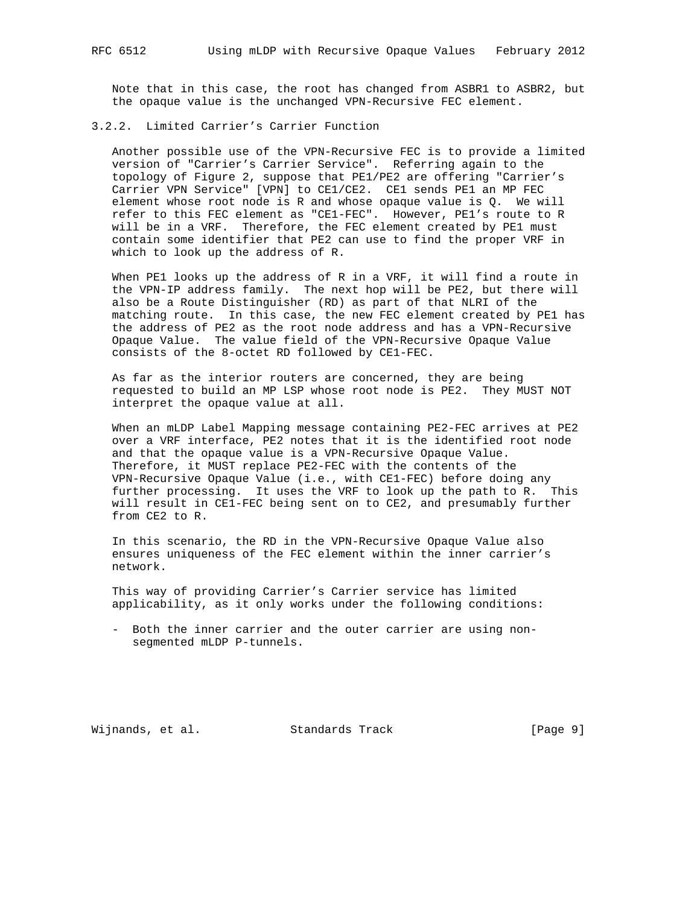Note that in this case, the root has changed from ASBR1 to ASBR2, but the opaque value is the unchanged VPN-Recursive FEC element.

### 3.2.2. Limited Carrier's Carrier Function

Another possible use of the VPN-Recursive FEC is to provide a limited version of "Carrier's Carrier Service". Referring again to the topology of Figure 2, suppose that PE1/PE2 are offering "Carrier's Carrier VPN Service" [VPN] to CE1/CE2. CE1 sends PE1 an MP FEC element whose root node is R and whose opaque value is Q. We will refer to this FEC element as "CE1-FEC". However, PE1's route to R will be in a VRF. Therefore, the FEC element created by PE1 must contain some identifier that PE2 can use to find the proper VRF in which to look up the address of R.

When PE1 looks up the address of R in a VRF, it will find a route in the VPN-IP address family. The next hop will be PE2, but there will also be a Route Distinguisher (RD) as part of that NLRI of the matching route. In this case, the new FEC element created by PE1 has the address of PE2 as the root node address and has a VPN-Recursive Opaque Value. The value field of the VPN-Recursive Opaque Value consists of the 8-octet RD followed by CE1-FEC.

As far as the interior routers are concerned, they are being requested to build an MP LSP whose root node is PE2. They MUST NOT interpret the opaque value at all.

When an mLDP Label Mapping message containing PE2-FEC arrives at PE2 over a VRF interface, PE2 notes that it is the identified root node and that the opaque value is a VPN-Recursive Opaque Value. Therefore, it MUST replace PE2-FEC with the contents of the VPN-Recursive Opaque Value (i.e., with CE1-FEC) before doing any further processing. It uses the VRF to look up the path to R. This will result in CE1-FEC being sent on to CE2, and presumably further from CE2 to R.

In this scenario, the RD in the VPN-Recursive Opaque Value also ensures uniqueness of the FEC element within the inner carrier's network.

This way of providing Carrier's Carrier service has limited applicability, as it only works under the following conditions:

- Both the inner carrier and the outer carrier are using non-segmented mLDP P-tunnels.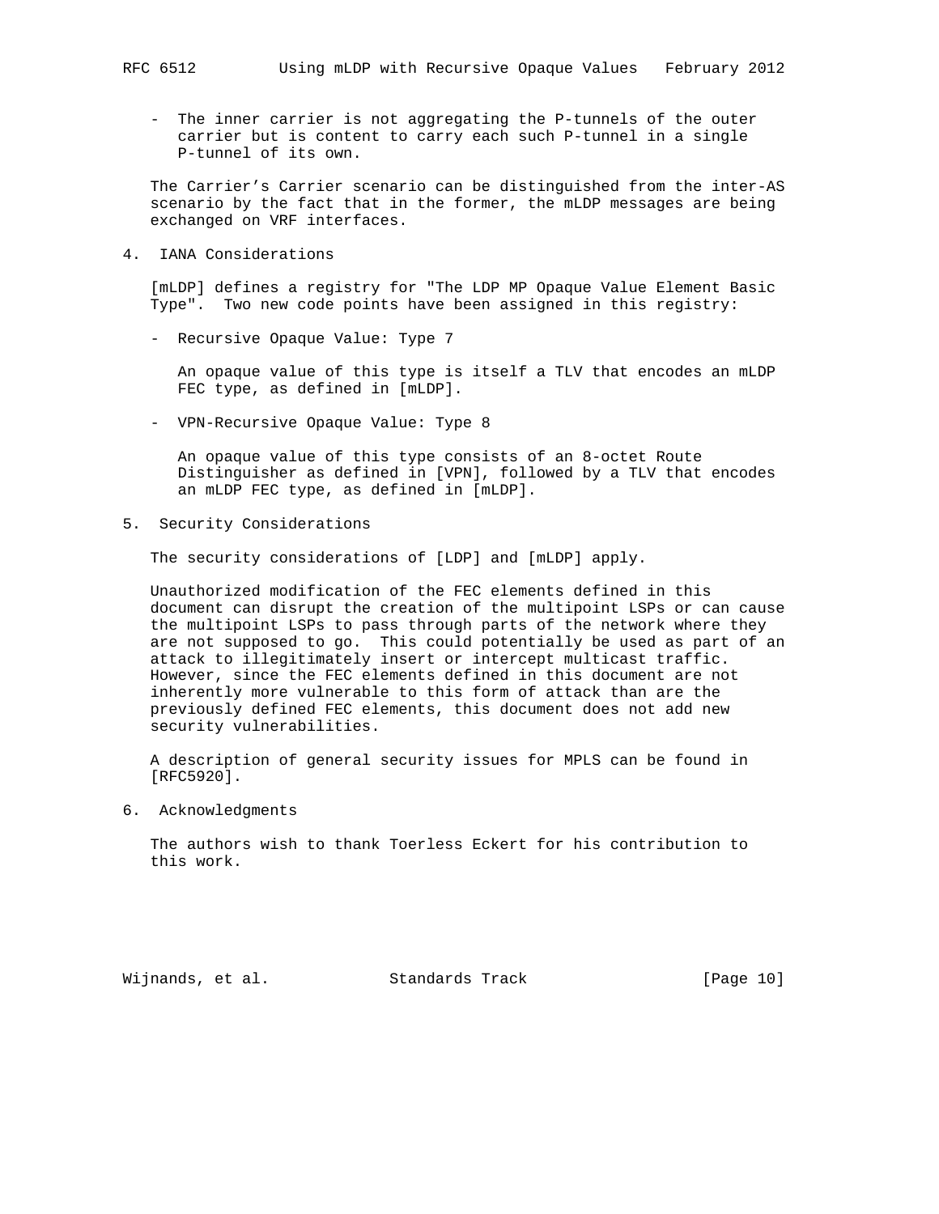- The inner carrier is not aggregating the P-tunnels of the outer carrier but is content to carry each such P-tunnel in a single P-tunnel of its own.

The Carrier's Carrier scenario can be distinguished from the inter-AS scenario by the fact that in the former, the mLDP messages are being exchanged on VRF interfaces.

## 4. IANA Considerations

[mLDP] defines a registry for "The LDP MP Opaque Value Element Basic Type". Two new code points have been assigned in this registry:

- Recursive Opaque Value: Type 7

  An opaque value of this type is itself a TLV that encodes an mLDP FEC type, as defined in [mLDP].

- VPN-Recursive Opaque Value: Type 8

  An opaque value of this type consists of an 8-octet Route Distinguisher as defined in [VPN], followed by a TLV that encodes an mLDP FEC type, as defined in [mLDP].

## 5. Security Considerations

The security considerations of [LDP] and [mLDP] apply.

Unauthorized modification of the FEC elements defined in this document can disrupt the creation of the multipoint LSPs or can cause the multipoint LSPs to pass through parts of the network where they are not supposed to go. This could potentially be used as part of an attack to illegitimately insert or intercept multicast traffic. However, since the FEC elements defined in this document are not inherently more vulnerable to this form of attack than are the previously defined FEC elements, this document does not add new security vulnerabilities.

A description of general security issues for MPLS can be found in [RFC5920].

## 6. Acknowledgments

The authors wish to thank Toerless Eckert for his contribution to this work.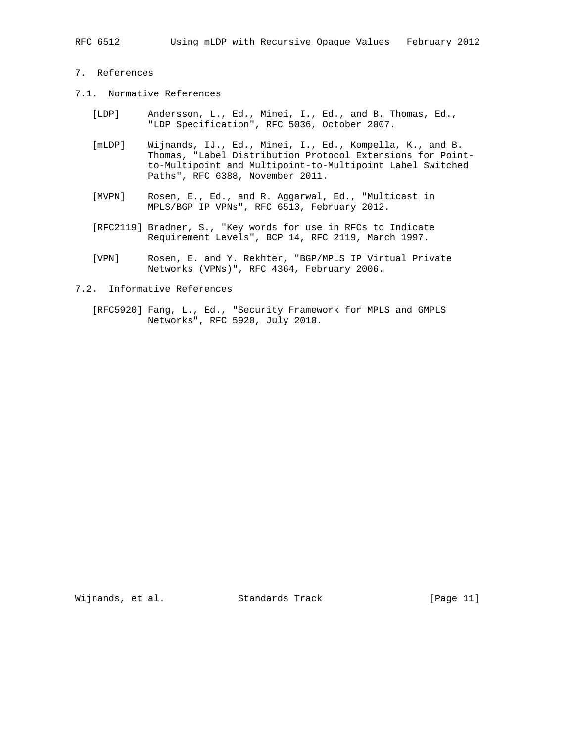## 7. References

### 7.1. Normative References

[LDP] Andersson, L., Ed., Minei, I., Ed., and B. Thomas, Ed., "LDP Specification", RFC 5036, October 2007.

[mLDP] Wijnands, IJ., Ed., Minei, I., Ed., Kompella, K., and B. Thomas, "Label Distribution Protocol Extensions for Point-to-Multipoint and Multipoint-to-Multipoint Label Switched Paths", RFC 6388, November 2011.

[MVPN] Rosen, E., Ed., and R. Aggarwal, Ed., "Multicast in MPLS/BGP IP VPNs", RFC 6513, February 2012.

[RFC2119] Bradner, S., "Key words for use in RFCs to Indicate Requirement Levels", BCP 14, RFC 2119, March 1997.

[VPN] Rosen, E. and Y. Rekhter, "BGP/MPLS IP Virtual Private Networks (VPNs)", RFC 4364, February 2006.

### 7.2. Informative References

[RFC5920] Fang, L., Ed., "Security Framework for MPLS and GMPLS Networks", RFC 5920, July 2010.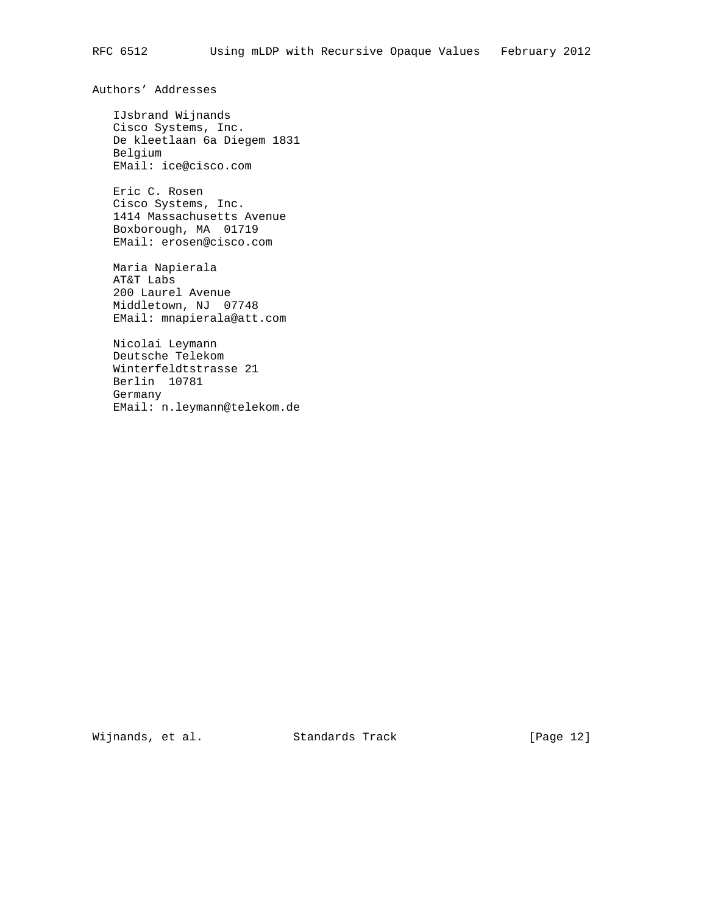## Authors' Addresses

IJsbrand Wijnands
Cisco Systems, Inc.
De kleetlaan 6a Diegem 1831
Belgium
EMail: ice@cisco.com

Eric C. Rosen
Cisco Systems, Inc.
1414 Massachusetts Avenue
Boxborough, MA  01719
EMail: erosen@cisco.com

Maria Napierala
AT&T Labs
200 Laurel Avenue
Middletown, NJ  07748
EMail: mnapierala@att.com

Nicolai Leymann
Deutsche Telekom
Winterfeldtstrasse 21
Berlin  10781
Germany
EMail: n.leymann@telekom.de